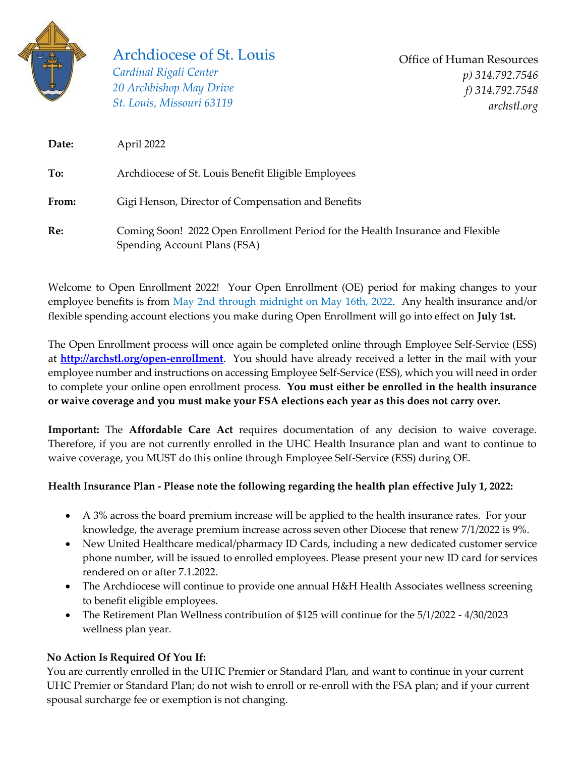# Archdiocese of St. Louis

*Cardinal Rigali Center*
*20 Archbishop May Drive*
*St. Louis, Missouri 63119*

Office of Human Resources
*p) 314.792.7546*
*f) 314.792.7548*
*archstl.org*

**Date:** April 2022

**To:** Archdiocese of St. Louis Benefit Eligible Employees

**From:** Gigi Henson, Director of Compensation and Benefits

**Re:** Coming Soon! 2022 Open Enrollment Period for the Health Insurance and Flexible Spending Account Plans (FSA)

Welcome to Open Enrollment 2022! Your Open Enrollment (OE) period for making changes to your employee benefits is from May 2nd through midnight on May 16th, 2022. Any health insurance and/or flexible spending account elections you make during Open Enrollment will go into effect on **July 1st.**

The Open Enrollment process will once again be completed online through Employee Self-Service (ESS) at **http://archstl.org/open-enrollment**. You should have already received a letter in the mail with your employee number and instructions on accessing Employee Self-Service (ESS), which you will need in order to complete your online open enrollment process. **You must either be enrolled in the health insurance or waive coverage and you must make your FSA elections each year as this does not carry over.**

**Important:** The **Affordable Care Act** requires documentation of any decision to waive coverage. Therefore, if you are not currently enrolled in the UHC Health Insurance plan and want to continue to waive coverage, you MUST do this online through Employee Self-Service (ESS) during OE.

**Health Insurance Plan - Please note the following regarding the health plan effective July 1, 2022:**

- A 3% across the board premium increase will be applied to the health insurance rates. For your knowledge, the average premium increase across seven other Diocese that renew 7/1/2022 is 9%.
- New United Healthcare medical/pharmacy ID Cards, including a new dedicated customer service phone number, will be issued to enrolled employees. Please present your new ID card for services rendered on or after 7.1.2022.
- The Archdiocese will continue to provide one annual H&H Health Associates wellness screening to benefit eligible employees.
- The Retirement Plan Wellness contribution of $125 will continue for the 5/1/2022 - 4/30/2023 wellness plan year.

**No Action Is Required Of You If:**
You are currently enrolled in the UHC Premier or Standard Plan, and want to continue in your current UHC Premier or Standard Plan; do not wish to enroll or re-enroll with the FSA plan; and if your current spousal surcharge fee or exemption is not changing.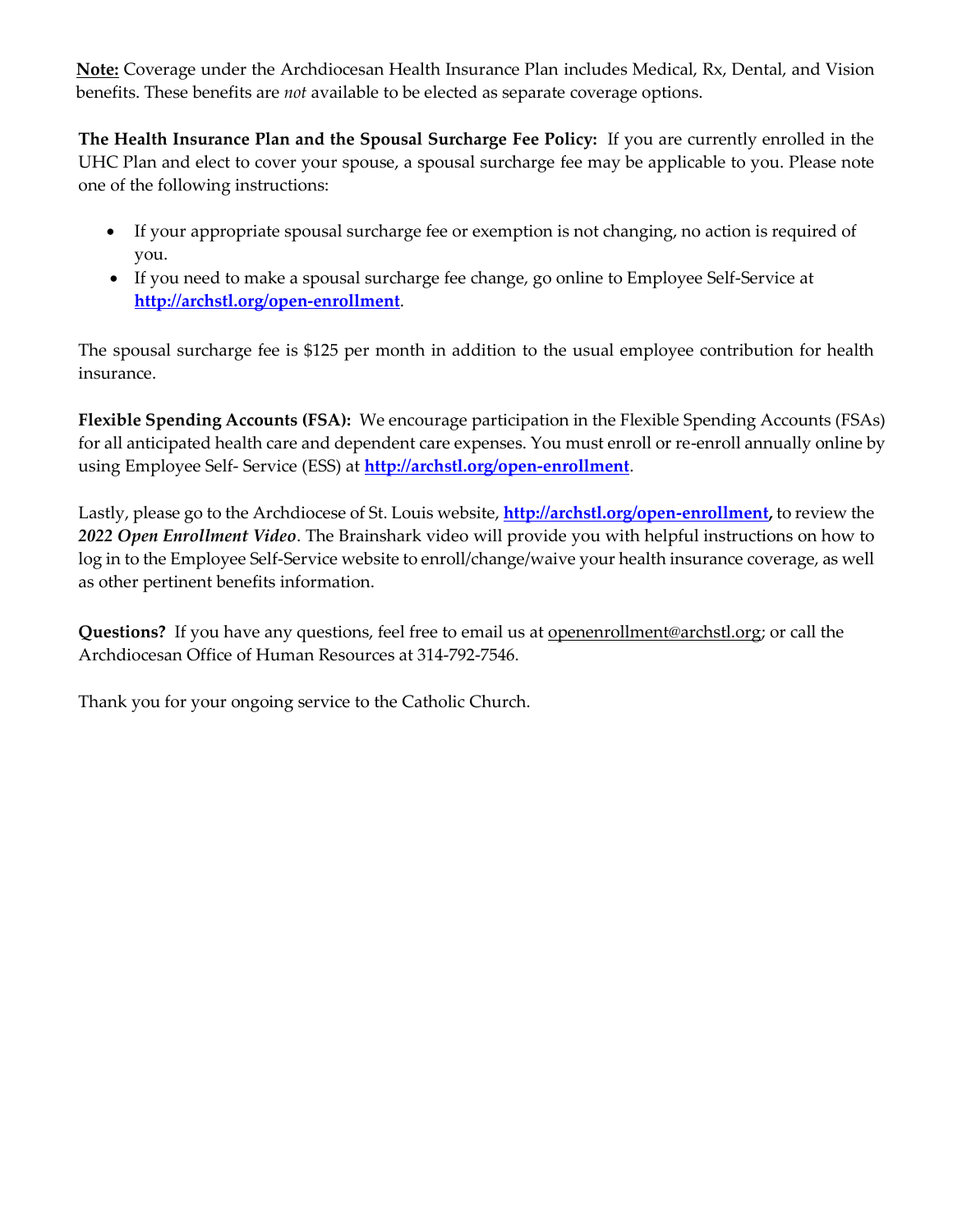**Note:** Coverage under the Archdiocesan Health Insurance Plan includes Medical, Rx, Dental, and Vision benefits. These benefits are *not* available to be elected as separate coverage options.

**The Health Insurance Plan and the Spousal Surcharge Fee Policy:** If you are currently enrolled in the UHC Plan and elect to cover your spouse, a spousal surcharge fee may be applicable to you. Please note one of the following instructions:

- If your appropriate spousal surcharge fee or exemption is not changing, no action is required of you.
- If you need to make a spousal surcharge fee change, go online to Employee Self-Service at **http://archstl.org/open-enrollment**.

The spousal surcharge fee is $125 per month in addition to the usual employee contribution for health insurance.

**Flexible Spending Accounts (FSA):** We encourage participation in the Flexible Spending Accounts (FSAs) for all anticipated health care and dependent care expenses. You must enroll or re-enroll annually online by using Employee Self- Service (ESS) at **http://archstl.org/open-enrollment**.

Lastly, please go to the Archdiocese of St. Louis website, **http://archstl.org/open-enrollment,** to review the ***2022 Open Enrollment Video***. The Brainshark video will provide you with helpful instructions on how to log in to the Employee Self-Service website to enroll/change/waive your health insurance coverage, as well as other pertinent benefits information.

**Questions?** If you have any questions, feel free to email us at openenrollment@archstl.org; or call the Archdiocesan Office of Human Resources at 314-792-7546.

Thank you for your ongoing service to the Catholic Church.